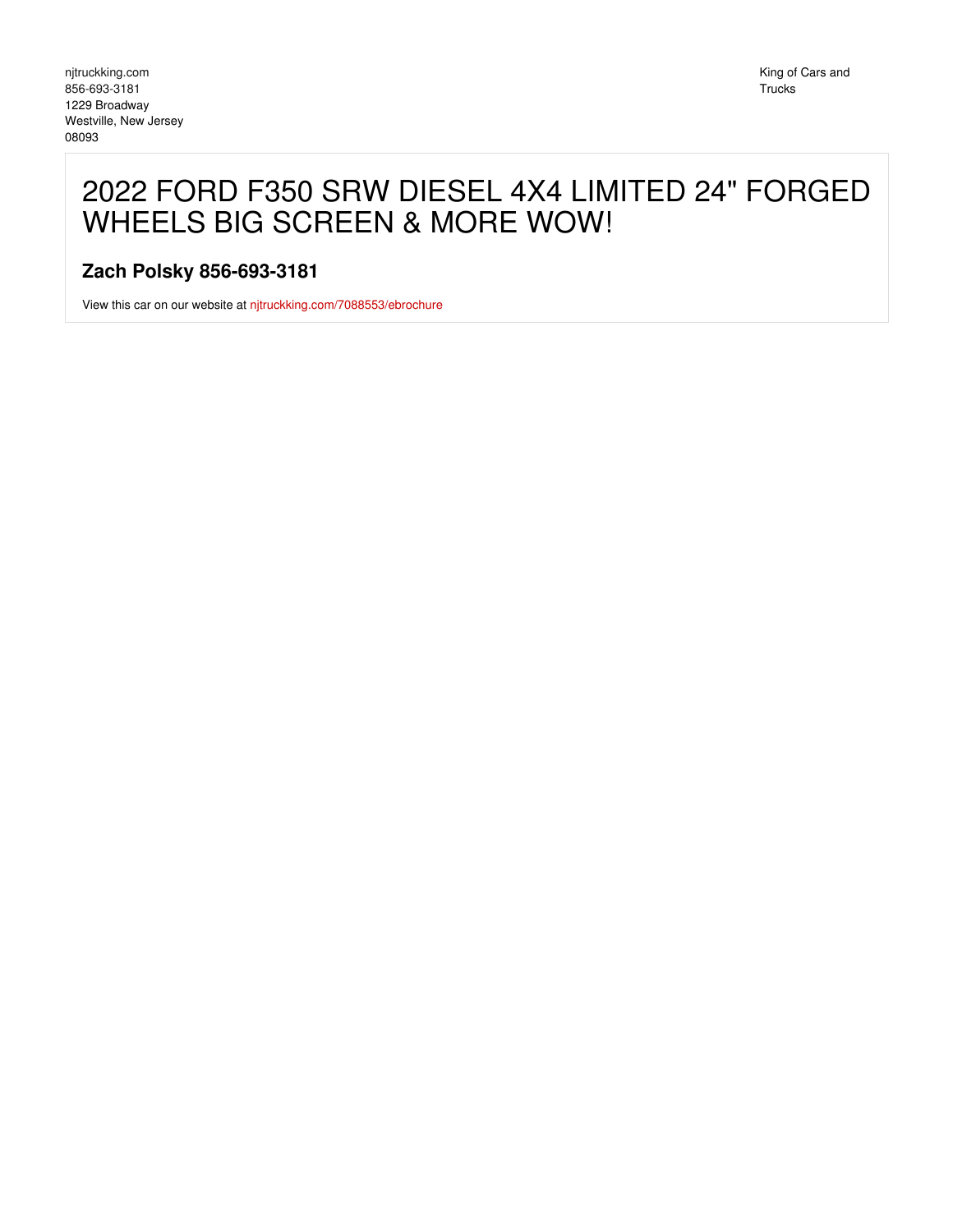njtruckking.com
856-693-3181
1229 Broadway
Westville, New Jersey
08093

King of Cars and Trucks

# 2022 FORD F350 SRW DIESEL 4X4 LIMITED 24" FORGED WHEELS BIG SCREEN & MORE WOW!

## Zach Polsky 856-693-3181

View this car on our website at njtruckking.com/7088553/ebrochure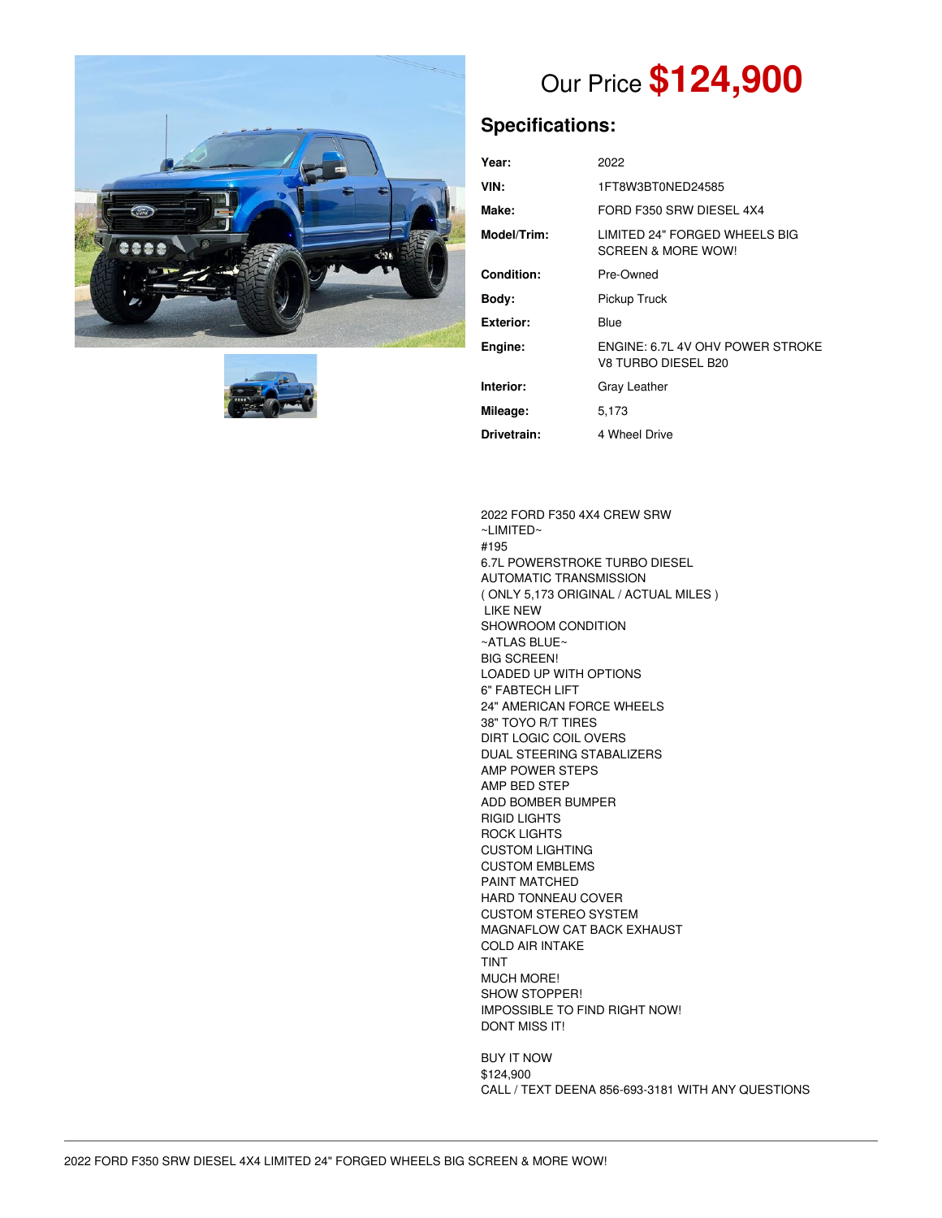# Our Price **$124,900**

## Specifications:

| | |
|---|---|
| **Year:** | 2022 |
| **VIN:** | 1FT8W3BT0NED24585 |
| **Make:** | FORD F350 SRW DIESEL 4X4 |
| **Model/Trim:** | LIMITED 24" FORGED WHEELS BIG SCREEN & MORE WOW! |
| **Condition:** | Pre-Owned |
| **Body:** | Pickup Truck |
| **Exterior:** | Blue |
| **Engine:** | ENGINE: 6.7L 4V OHV POWER STROKE V8 TURBO DIESEL B20 |
| **Interior:** | Gray Leather |
| **Mileage:** | 5,173 |
| **Drivetrain:** | 4 Wheel Drive |

2022 FORD F350 4X4 CREW SRW
~LIMITED~
#195
6.7L POWERSTROKE TURBO DIESEL
AUTOMATIC TRANSMISSION
( ONLY 5,173 ORIGINAL / ACTUAL MILES )
LIKE NEW
SHOWROOM CONDITION
~ATLAS BLUE~
BIG SCREEN!
LOADED UP WITH OPTIONS
6" FABTECH LIFT
24" AMERICAN FORCE WHEELS
38" TOYO R/T TIRES
DIRT LOGIC COIL OVERS
DUAL STEERING STABALIZERS
AMP POWER STEPS
AMP BED STEP
ADD BOMBER BUMPER
RIGID LIGHTS
ROCK LIGHTS
CUSTOM LIGHTING
CUSTOM EMBLEMS
PAINT MATCHED
HARD TONNEAU COVER
CUSTOM STEREO SYSTEM
MAGNAFLOW CAT BACK EXHAUST
COLD AIR INTAKE
TINT
MUCH MORE!
SHOW STOPPER!
IMPOSSIBLE TO FIND RIGHT NOW!
DONT MISS IT!

BUY IT NOW
$124,900
CALL / TEXT DEENA 856-693-3181 WITH ANY QUESTIONS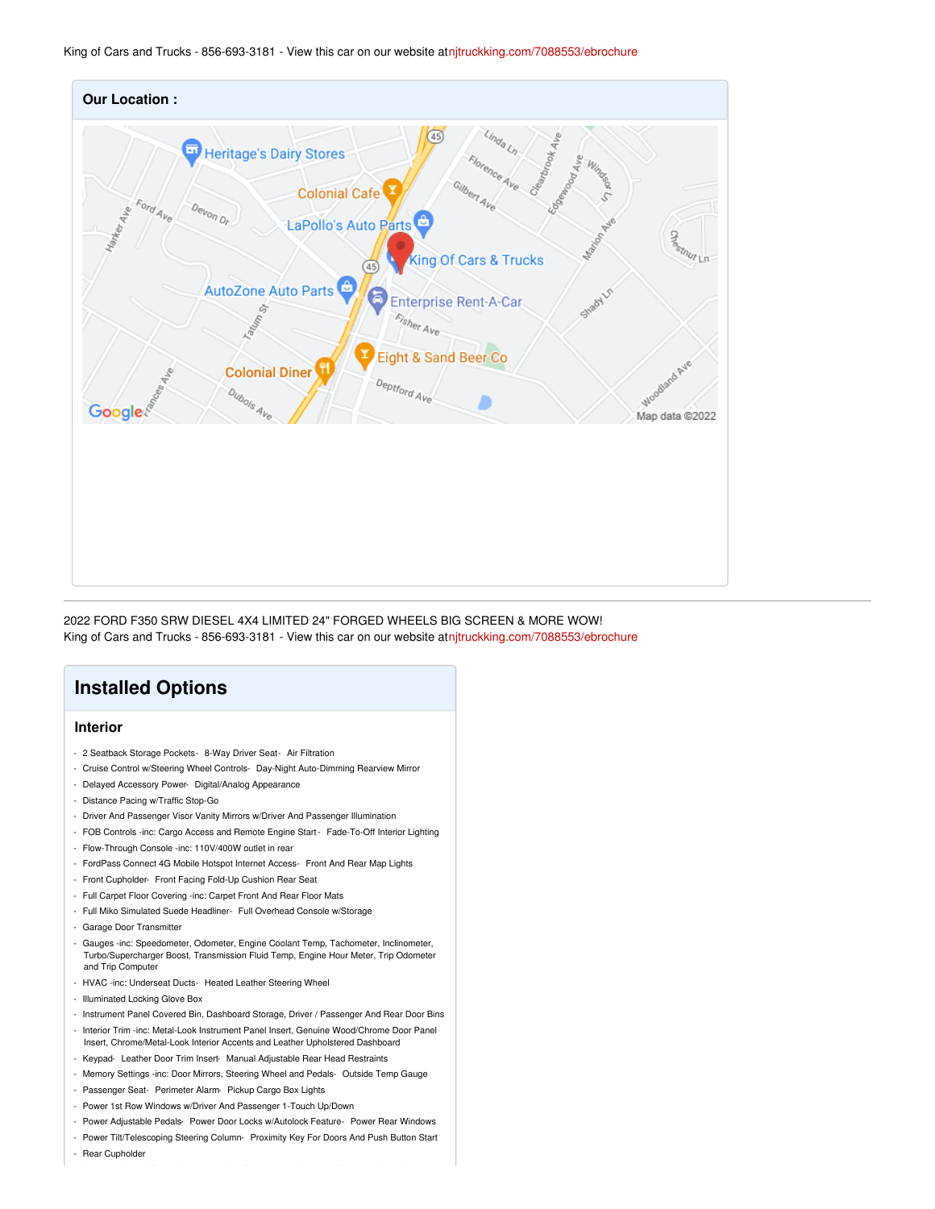King of Cars and Trucks - 856-693-3181 - View this car on our website at njtruckking.com/7088553/ebrochure

**Our Location :**

2022 FORD F350 SRW DIESEL 4X4 LIMITED 24" FORGED WHEELS BIG SCREEN & MORE WOW!
King of Cars and Trucks - 856-693-3181 - View this car on our website at njtruckking.com/7088553/ebrochure

## Installed Options

### Interior

- 2 Seatback Storage Pockets- 8-Way Driver Seat- Air Filtration
- Cruise Control w/Steering Wheel Controls- Day-Night Auto-Dimming Rearview Mirror
- Delayed Accessory Power- Digital/Analog Appearance
- Distance Pacing w/Traffic Stop-Go
- Driver And Passenger Visor Vanity Mirrors w/Driver And Passenger Illumination
- FOB Controls -inc: Cargo Access and Remote Engine Start- Fade-To-Off Interior Lighting
- Flow-Through Console -inc: 110V/400W outlet in rear
- FordPass Connect 4G Mobile Hotspot Internet Access- Front And Rear Map Lights
- Front Cupholder- Front Facing Fold-Up Cushion Rear Seat
- Full Carpet Floor Covering -inc: Carpet Front And Rear Floor Mats
- Full Miko Simulated Suede Headliner- Full Overhead Console w/Storage
- Garage Door Transmitter
- Gauges -inc: Speedometer, Odometer, Engine Coolant Temp, Tachometer, Inclinometer, Turbo/Supercharger Boost, Transmission Fluid Temp, Engine Hour Meter, Trip Odometer and Trip Computer
- HVAC -inc: Underseat Ducts- Heated Leather Steering Wheel
- Illuminated Locking Glove Box
- Instrument Panel Covered Bin, Dashboard Storage, Driver / Passenger And Rear Door Bins
- Interior Trim -inc: Metal-Look Instrument Panel Insert, Genuine Wood/Chrome Door Panel Insert, Chrome/Metal-Look Interior Accents and Leather Upholstered Dashboard
- Keypad- Leather Door Trim Insert- Manual Adjustable Rear Head Restraints
- Memory Settings -inc: Door Mirrors, Steering Wheel and Pedals- Outside Temp Gauge
- Passenger Seat- Perimeter Alarm- Pickup Cargo Box Lights
- Power 1st Row Windows w/Driver And Passenger 1-Touch Up/Down
- Power Adjustable Pedals- Power Door Locks w/Autolock Feature- Power Rear Windows
- Power Tilt/Telescoping Steering Column- Proximity Key For Doors And Push Button Start
- Rear Cupholder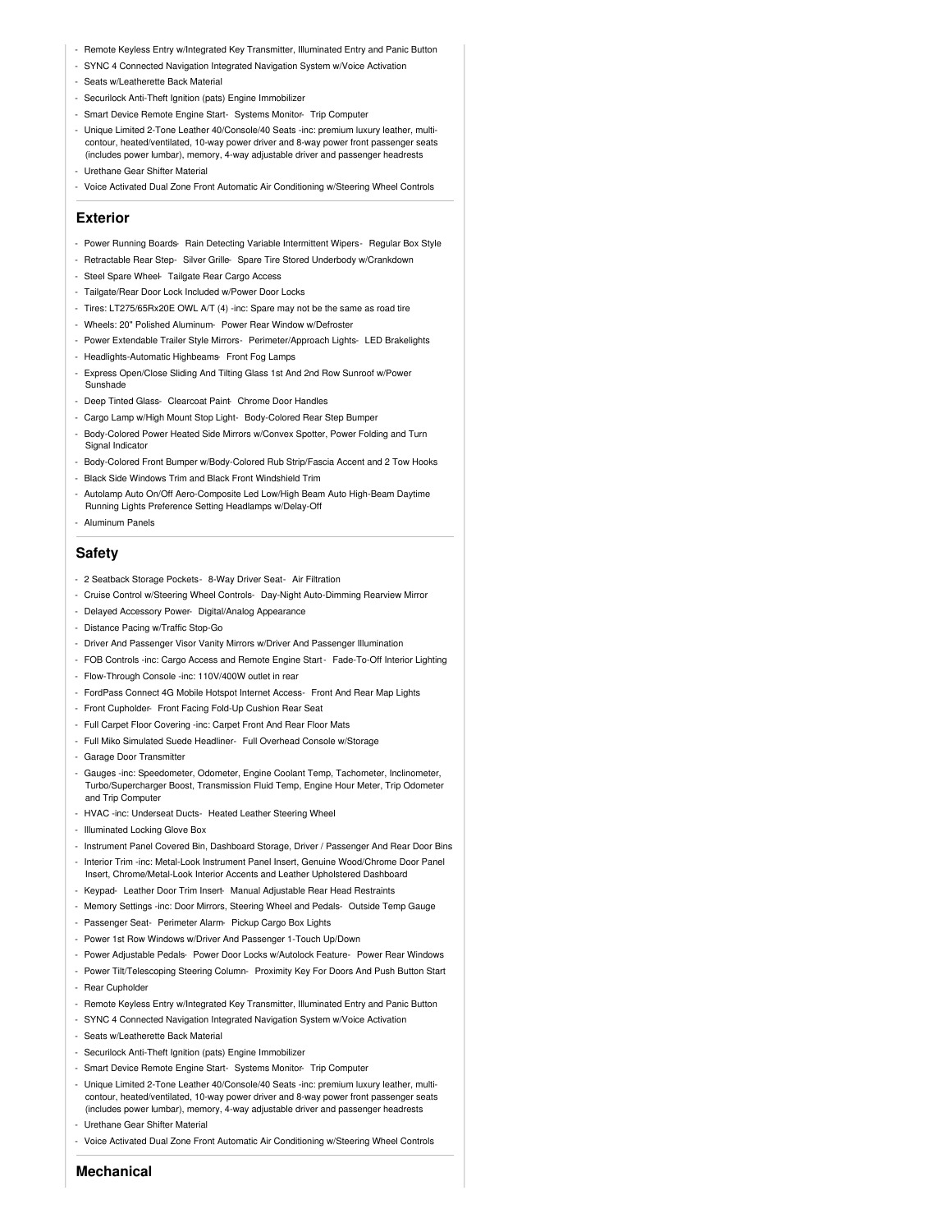- Remote Keyless Entry w/Integrated Key Transmitter, Illuminated Entry and Panic Button
- SYNC 4 Connected Navigation Integrated Navigation System w/Voice Activation
- Seats w/Leatherette Back Material
- Securilock Anti-Theft Ignition (pats) Engine Immobilizer
- Smart Device Remote Engine Start- Systems Monitor- Trip Computer
- Unique Limited 2-Tone Leather 40/Console/40 Seats -inc: premium luxury leather, multi-contour, heated/ventilated, 10-way power driver and 8-way power front passenger seats (includes power lumbar), memory, 4-way adjustable driver and passenger headrests
- Urethane Gear Shifter Material
- Voice Activated Dual Zone Front Automatic Air Conditioning w/Steering Wheel Controls

## Exterior

- Power Running Boards- Rain Detecting Variable Intermittent Wipers- Regular Box Style
- Retractable Rear Step- Silver Grille- Spare Tire Stored Underbody w/Crankdown
- Steel Spare Wheel- Tailgate Rear Cargo Access
- Tailgate/Rear Door Lock Included w/Power Door Locks
- Tires: LT275/65Rx20E OWL A/T (4) -inc: Spare may not be the same as road tire
- Wheels: 20" Polished Aluminum- Power Rear Window w/Defroster
- Power Extendable Trailer Style Mirrors- Perimeter/Approach Lights- LED Brakelights
- Headlights-Automatic Highbeams- Front Fog Lamps
- Express Open/Close Sliding And Tilting Glass 1st And 2nd Row Sunroof w/Power Sunshade
- Deep Tinted Glass- Clearcoat Paint- Chrome Door Handles
- Cargo Lamp w/High Mount Stop Light- Body-Colored Rear Step Bumper
- Body-Colored Power Heated Side Mirrors w/Convex Spotter, Power Folding and Turn Signal Indicator
- Body-Colored Front Bumper w/Body-Colored Rub Strip/Fascia Accent and 2 Tow Hooks
- Black Side Windows Trim and Black Front Windshield Trim
- Autolamp Auto On/Off Aero-Composite Led Low/High Beam Auto High-Beam Daytime Running Lights Preference Setting Headlamps w/Delay-Off
- Aluminum Panels

## Safety

- 2 Seatback Storage Pockets- 8-Way Driver Seat- Air Filtration
- Cruise Control w/Steering Wheel Controls- Day-Night Auto-Dimming Rearview Mirror
- Delayed Accessory Power- Digital/Analog Appearance
- Distance Pacing w/Traffic Stop-Go
- Driver And Passenger Visor Vanity Mirrors w/Driver And Passenger Illumination
- FOB Controls -inc: Cargo Access and Remote Engine Start - Fade-To-Off Interior Lighting
- Flow-Through Console -inc: 110V/400W outlet in rear
- FordPass Connect 4G Mobile Hotspot Internet Access- Front And Rear Map Lights
- Front Cupholder- Front Facing Fold-Up Cushion Rear Seat
- Full Carpet Floor Covering -inc: Carpet Front And Rear Floor Mats
- Full Miko Simulated Suede Headliner- Full Overhead Console w/Storage
- Garage Door Transmitter
- Gauges -inc: Speedometer, Odometer, Engine Coolant Temp, Tachometer, Inclinometer, Turbo/Supercharger Boost, Transmission Fluid Temp, Engine Hour Meter, Trip Odometer and Trip Computer
- HVAC -inc: Underseat Ducts- Heated Leather Steering Wheel
- Illuminated Locking Glove Box
- Instrument Panel Covered Bin, Dashboard Storage, Driver / Passenger And Rear Door Bins
- Interior Trim -inc: Metal-Look Instrument Panel Insert, Genuine Wood/Chrome Door Panel Insert, Chrome/Metal-Look Interior Accents and Leather Upholstered Dashboard
- Keypad- Leather Door Trim Insert- Manual Adjustable Rear Head Restraints
- Memory Settings -inc: Door Mirrors, Steering Wheel and Pedals- Outside Temp Gauge
- Passenger Seat- Perimeter Alarm- Pickup Cargo Box Lights
- Power 1st Row Windows w/Driver And Passenger 1-Touch Up/Down
- Power Adjustable Pedals- Power Door Locks w/Autolock Feature- Power Rear Windows
- Power Tilt/Telescoping Steering Column- Proximity Key For Doors And Push Button Start
- Rear Cupholder
- Remote Keyless Entry w/Integrated Key Transmitter, Illuminated Entry and Panic Button
- SYNC 4 Connected Navigation Integrated Navigation System w/Voice Activation
- Seats w/Leatherette Back Material
- Securilock Anti-Theft Ignition (pats) Engine Immobilizer
- Smart Device Remote Engine Start- Systems Monitor- Trip Computer
- Unique Limited 2-Tone Leather 40/Console/40 Seats -inc: premium luxury leather, multi-contour, heated/ventilated, 10-way power driver and 8-way power front passenger seats (includes power lumbar), memory, 4-way adjustable driver and passenger headrests
- Urethane Gear Shifter Material
- Voice Activated Dual Zone Front Automatic Air Conditioning w/Steering Wheel Controls

## Mechanical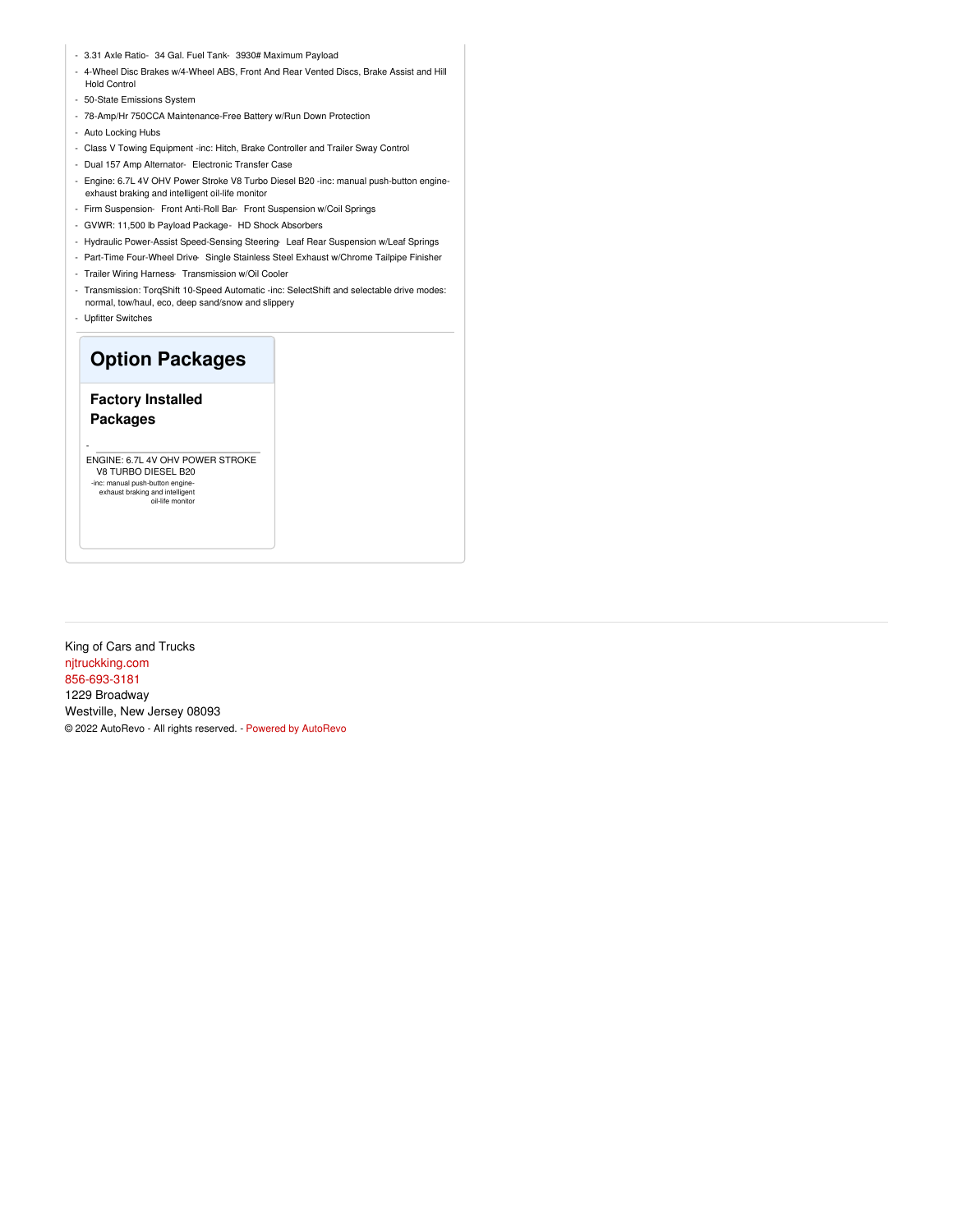- 3.31 Axle Ratio- 34 Gal. Fuel Tank- 3930# Maximum Payload
- 4-Wheel Disc Brakes w/4-Wheel ABS, Front And Rear Vented Discs, Brake Assist and Hill Hold Control
- 50-State Emissions System
- 78-Amp/Hr 750CCA Maintenance-Free Battery w/Run Down Protection
- Auto Locking Hubs
- Class V Towing Equipment -inc: Hitch, Brake Controller and Trailer Sway Control
- Dual 157 Amp Alternator- Electronic Transfer Case
- Engine: 6.7L 4V OHV Power Stroke V8 Turbo Diesel B20 -inc: manual push-button engine-exhaust braking and intelligent oil-life monitor
- Firm Suspension- Front Anti-Roll Bar- Front Suspension w/Coil Springs
- GVWR: 11,500 lb Payload Package- HD Shock Absorbers
- Hydraulic Power-Assist Speed-Sensing Steering- Leaf Rear Suspension w/Leaf Springs
- Part-Time Four-Wheel Drive- Single Stainless Steel Exhaust w/Chrome Tailpipe Finisher
- Trailer Wiring Harness- Transmission w/Oil Cooler
- Transmission: TorqShift 10-Speed Automatic -inc: SelectShift and selectable drive modes: normal, tow/haul, eco, deep sand/snow and slippery
- Upfitter Switches

## Option Packages

### Factory Installed Packages

- ENGINE: 6.7L 4V OHV POWER STROKE V8 TURBO DIESEL B20
  -inc: manual push-button engine-exhaust braking and intelligent oil-life monitor

---

King of Cars and Trucks
njtruckking.com
856-693-3181
1229 Broadway
Westville, New Jersey 08093
© 2022 AutoRevo - All rights reserved. - Powered by AutoRevo